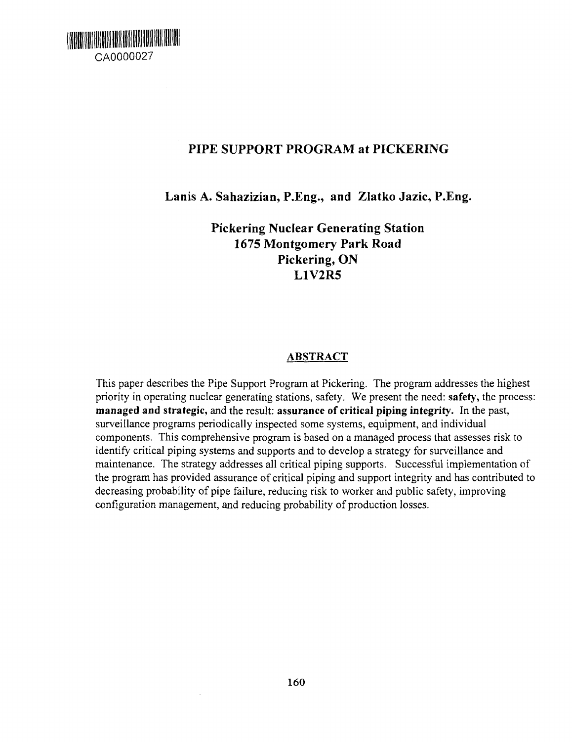CA0000027

# PIPE SUPPORT PROGRAM at PICKERING

**Lanis A. Sahazizian, P.Eng., and Zlatko Jazic, P.Eng.**

**Pickering Nuclear Generating Station**
**1675 Montgomery Park Road**
**Pickering, ON**
**L1V2R5**

## ABSTRACT

This paper describes the Pipe Support Program at Pickering. The program addresses the highest priority in operating nuclear generating stations, safety. We present the need: **safety,** the process: **managed and strategic,** and the result: **assurance of critical piping integrity.** In the past, surveillance programs periodically inspected some systems, equipment, and individual components. This comprehensive program is based on a managed process that assesses risk to identify critical piping systems and supports and to develop a strategy for surveillance and maintenance. The strategy addresses all critical piping supports. Successful implementation of the program has provided assurance of critical piping and support integrity and has contributed to decreasing probability of pipe failure, reducing risk to worker and public safety, improving configuration management, and reducing probability of production losses.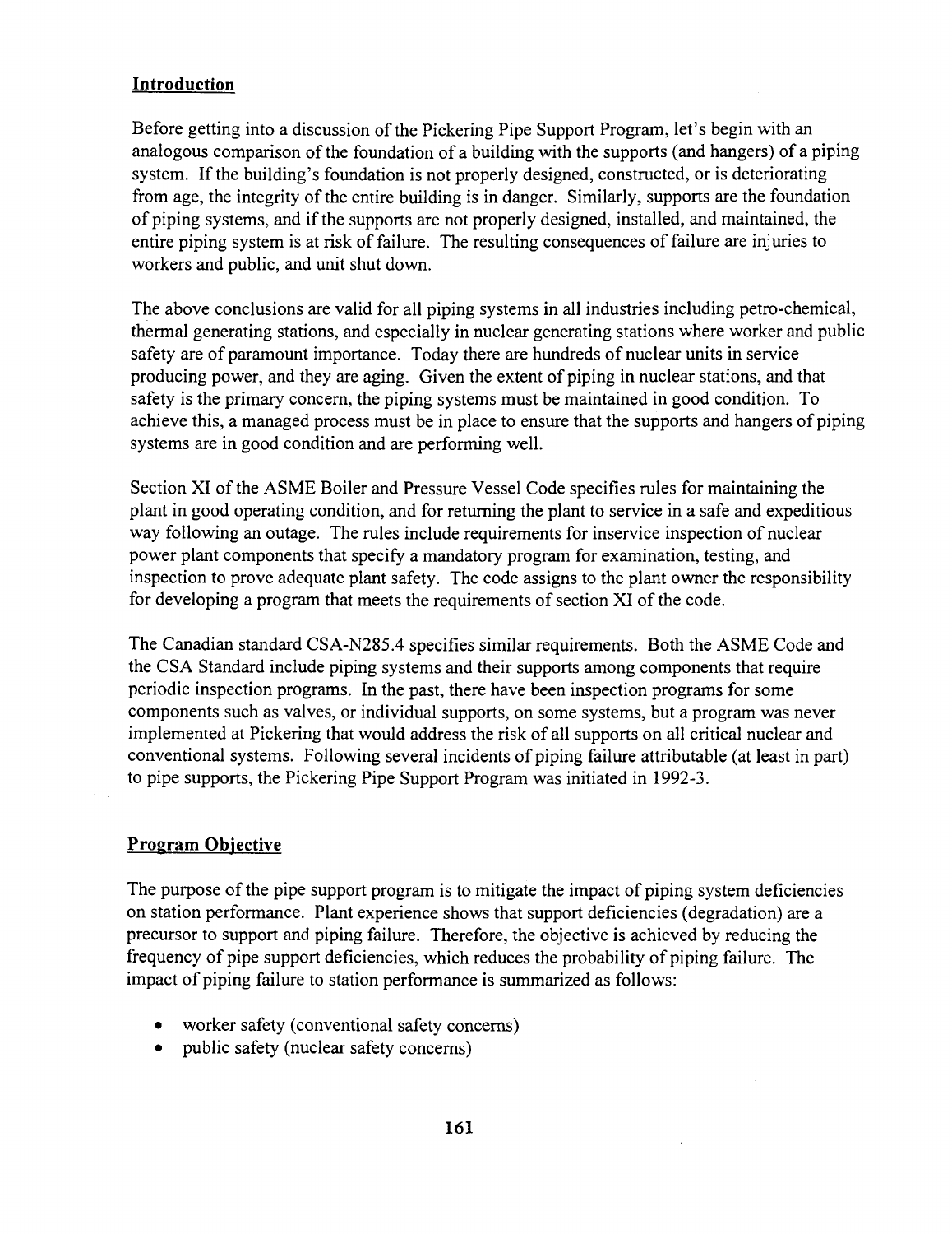## Introduction

Before getting into a discussion of the Pickering Pipe Support Program, let's begin with an analogous comparison of the foundation of a building with the supports (and hangers) of a piping system. If the building's foundation is not properly designed, constructed, or is deteriorating from age, the integrity of the entire building is in danger. Similarly, supports are the foundation of piping systems, and if the supports are not properly designed, installed, and maintained, the entire piping system is at risk of failure. The resulting consequences of failure are injuries to workers and public, and unit shut down.

The above conclusions are valid for all piping systems in all industries including petro-chemical, thermal generating stations, and especially in nuclear generating stations where worker and public safety are of paramount importance. Today there are hundreds of nuclear units in service producing power, and they are aging. Given the extent of piping in nuclear stations, and that safety is the primary concern, the piping systems must be maintained in good condition. To achieve this, a managed process must be in place to ensure that the supports and hangers of piping systems are in good condition and are performing well.

Section XI of the ASME Boiler and Pressure Vessel Code specifies rules for maintaining the plant in good operating condition, and for returning the plant to service in a safe and expeditious way following an outage. The rules include requirements for inservice inspection of nuclear power plant components that specify a mandatory program for examination, testing, and inspection to prove adequate plant safety. The code assigns to the plant owner the responsibility for developing a program that meets the requirements of section XI of the code.

The Canadian standard CSA-N285.4 specifies similar requirements. Both the ASME Code and the CSA Standard include piping systems and their supports among components that require periodic inspection programs. In the past, there have been inspection programs for some components such as valves, or individual supports, on some systems, but a program was never implemented at Pickering that would address the risk of all supports on all critical nuclear and conventional systems. Following several incidents of piping failure attributable (at least in part) to pipe supports, the Pickering Pipe Support Program was initiated in 1992-3.

## Program Objective

The purpose of the pipe support program is to mitigate the impact of piping system deficiencies on station performance. Plant experience shows that support deficiencies (degradation) are a precursor to support and piping failure. Therefore, the objective is achieved by reducing the frequency of pipe support deficiencies, which reduces the probability of piping failure. The impact of piping failure to station performance is summarized as follows:

- worker safety (conventional safety concerns)
- public safety (nuclear safety concerns)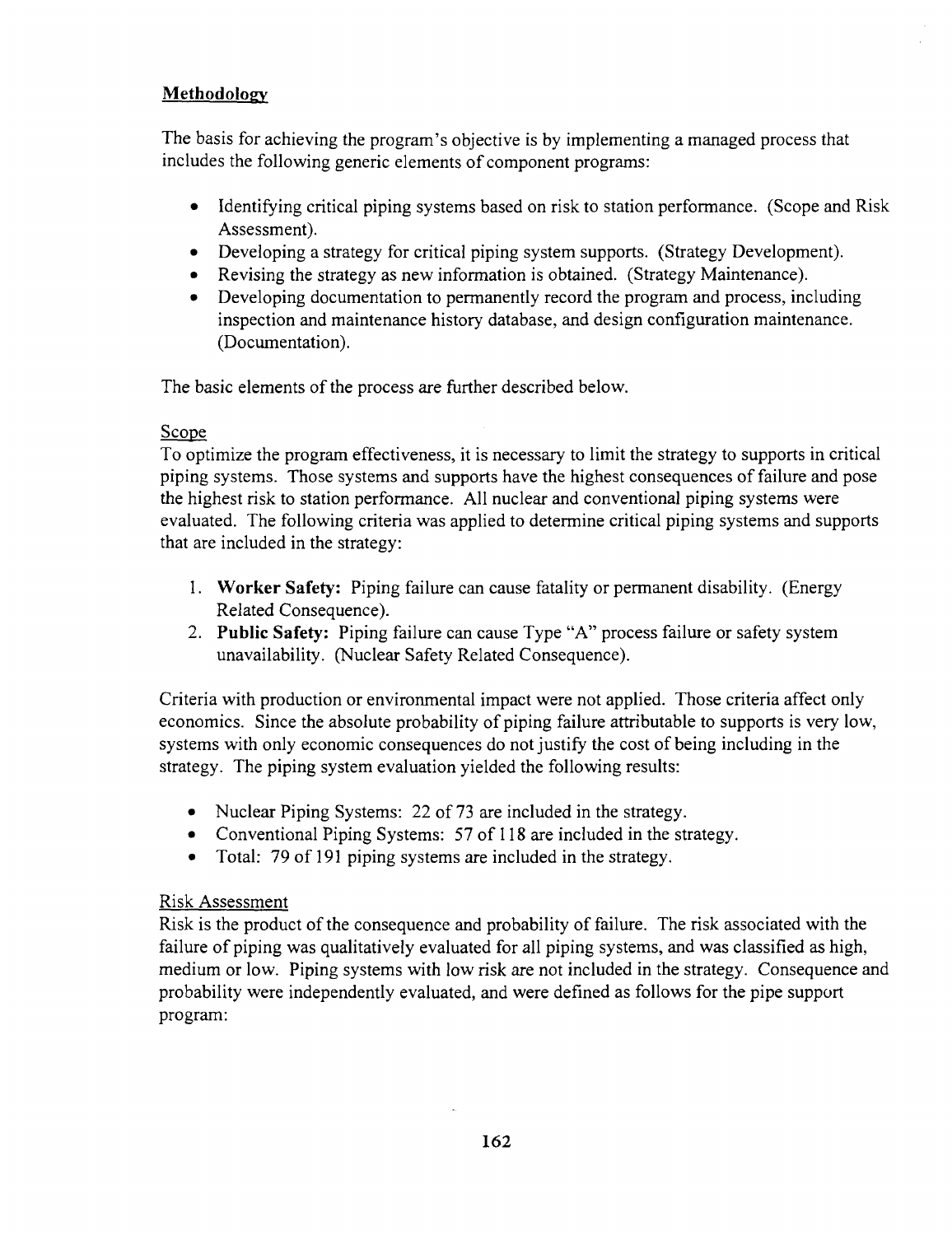## Methodology

The basis for achieving the program's objective is by implementing a managed process that includes the following generic elements of component programs:

- Identifying critical piping systems based on risk to station performance. (Scope and Risk Assessment).
- Developing a strategy for critical piping system supports. (Strategy Development).
- Revising the strategy as new information is obtained. (Strategy Maintenance).
- Developing documentation to permanently record the program and process, including inspection and maintenance history database, and design configuration maintenance. (Documentation).

The basic elements of the process are further described below.

### Scope

To optimize the program effectiveness, it is necessary to limit the strategy to supports in critical piping systems. Those systems and supports have the highest consequences of failure and pose the highest risk to station performance. All nuclear and conventional piping systems were evaluated. The following criteria was applied to determine critical piping systems and supports that are included in the strategy:

1. **Worker Safety:** Piping failure can cause fatality or permanent disability. (Energy Related Consequence).
2. **Public Safety:** Piping failure can cause Type "A" process failure or safety system unavailability. (Nuclear Safety Related Consequence).

Criteria with production or environmental impact were not applied. Those criteria affect only economics. Since the absolute probability of piping failure attributable to supports is very low, systems with only economic consequences do not justify the cost of being including in the strategy. The piping system evaluation yielded the following results:

- Nuclear Piping Systems: 22 of 73 are included in the strategy.
- Conventional Piping Systems: 57 of 118 are included in the strategy.
- Total: 79 of 191 piping systems are included in the strategy.

### Risk Assessment

Risk is the product of the consequence and probability of failure. The risk associated with the failure of piping was qualitatively evaluated for all piping systems, and was classified as high, medium or low. Piping systems with low risk are not included in the strategy. Consequence and probability were independently evaluated, and were defined as follows for the pipe support program: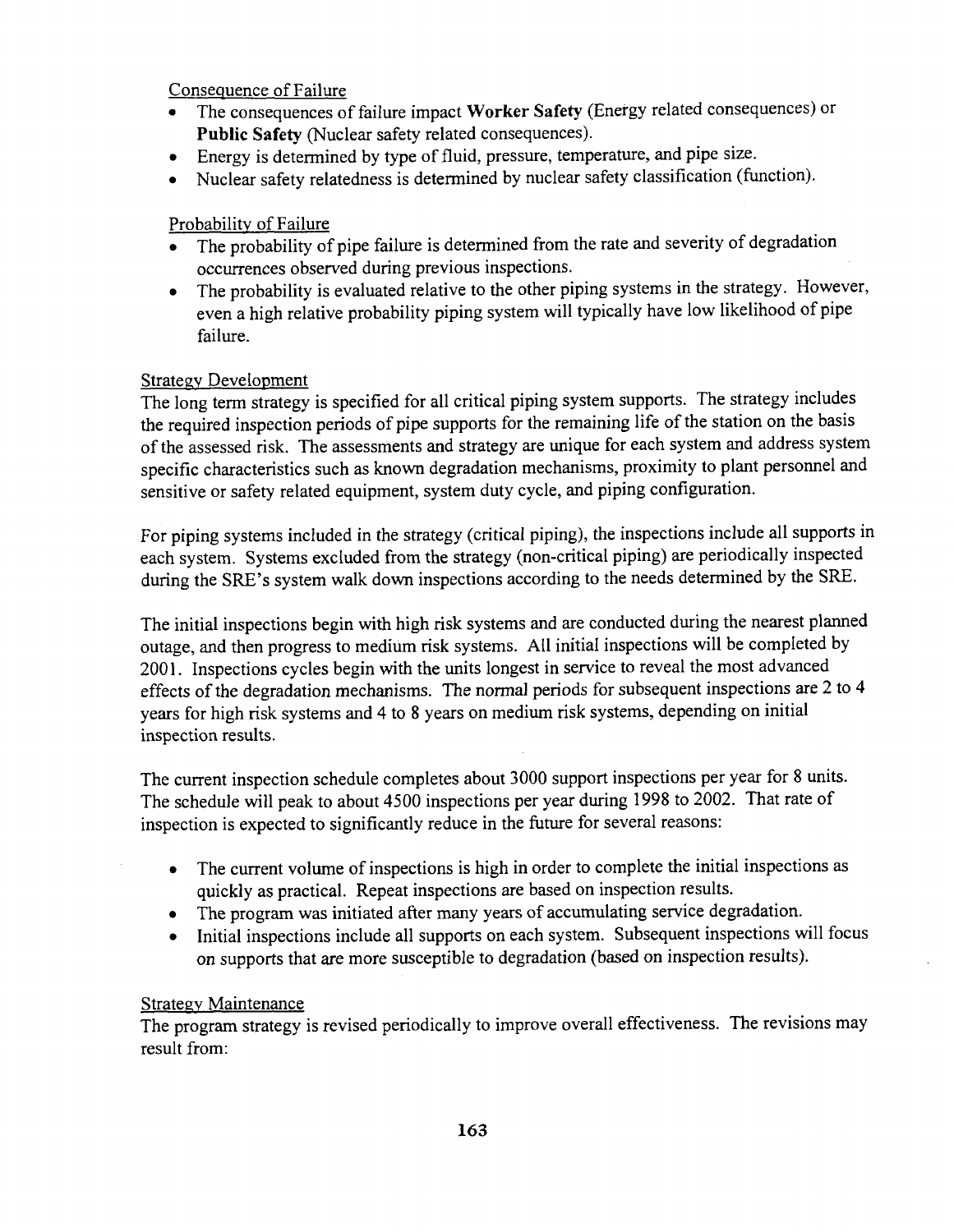Consequence of Failure

- The consequences of failure impact **Worker Safety** (Energy related consequences) or **Public Safety** (Nuclear safety related consequences).
- Energy is determined by type of fluid, pressure, temperature, and pipe size.
- Nuclear safety relatedness is determined by nuclear safety classification (function).

Probability of Failure

- The probability of pipe failure is determined from the rate and severity of degradation occurrences observed during previous inspections.
- The probability is evaluated relative to the other piping systems in the strategy. However, even a high relative probability piping system will typically have low likelihood of pipe failure.

Strategy Development

The long term strategy is specified for all critical piping system supports. The strategy includes the required inspection periods of pipe supports for the remaining life of the station on the basis of the assessed risk. The assessments and strategy are unique for each system and address system specific characteristics such as known degradation mechanisms, proximity to plant personnel and sensitive or safety related equipment, system duty cycle, and piping configuration.

For piping systems included in the strategy (critical piping), the inspections include all supports in each system. Systems excluded from the strategy (non-critical piping) are periodically inspected during the SRE's system walk down inspections according to the needs determined by the SRE.

The initial inspections begin with high risk systems and are conducted during the nearest planned outage, and then progress to medium risk systems. All initial inspections will be completed by 2001. Inspections cycles begin with the units longest in service to reveal the most advanced effects of the degradation mechanisms. The normal periods for subsequent inspections are 2 to 4 years for high risk systems and 4 to 8 years on medium risk systems, depending on initial inspection results.

The current inspection schedule completes about 3000 support inspections per year for 8 units. The schedule will peak to about 4500 inspections per year during 1998 to 2002. That rate of inspection is expected to significantly reduce in the future for several reasons:

- The current volume of inspections is high in order to complete the initial inspections as quickly as practical. Repeat inspections are based on inspection results.
- The program was initiated after many years of accumulating service degradation.
- Initial inspections include all supports on each system. Subsequent inspections will focus on supports that are more susceptible to degradation (based on inspection results).

Strategy Maintenance

The program strategy is revised periodically to improve overall effectiveness. The revisions may result from: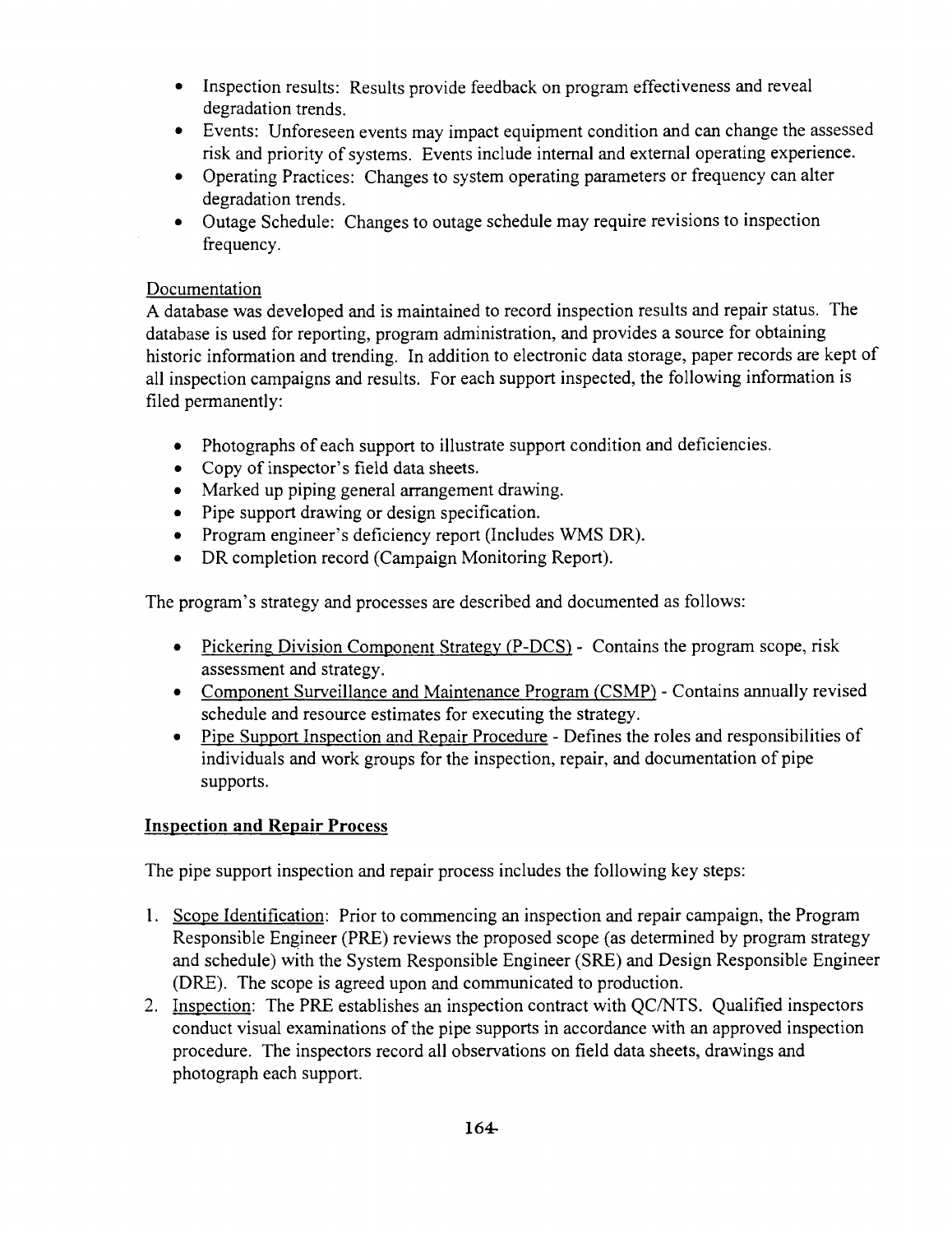- Inspection results: Results provide feedback on program effectiveness and reveal degradation trends.
- Events: Unforeseen events may impact equipment condition and can change the assessed risk and priority of systems. Events include internal and external operating experience.
- Operating Practices: Changes to system operating parameters or frequency can alter degradation trends.
- Outage Schedule: Changes to outage schedule may require revisions to inspection frequency.

Documentation

A database was developed and is maintained to record inspection results and repair status. The database is used for reporting, program administration, and provides a source for obtaining historic information and trending. In addition to electronic data storage, paper records are kept of all inspection campaigns and results. For each support inspected, the following information is filed permanently:

- Photographs of each support to illustrate support condition and deficiencies.
- Copy of inspector's field data sheets.
- Marked up piping general arrangement drawing.
- Pipe support drawing or design specification.
- Program engineer's deficiency report (Includes WMS DR).
- DR completion record (Campaign Monitoring Report).

The program's strategy and processes are described and documented as follows:

- Pickering Division Component Strategy (P-DCS) - Contains the program scope, risk assessment and strategy.
- Component Surveillance and Maintenance Program (CSMP) - Contains annually revised schedule and resource estimates for executing the strategy.
- Pipe Support Inspection and Repair Procedure - Defines the roles and responsibilities of individuals and work groups for the inspection, repair, and documentation of pipe supports.

**Inspection and Repair Process**

The pipe support inspection and repair process includes the following key steps:

1. Scope Identification: Prior to commencing an inspection and repair campaign, the Program Responsible Engineer (PRE) reviews the proposed scope (as determined by program strategy and schedule) with the System Responsible Engineer (SRE) and Design Responsible Engineer (DRE). The scope is agreed upon and communicated to production.
2. Inspection: The PRE establishes an inspection contract with QC/NTS. Qualified inspectors conduct visual examinations of the pipe supports in accordance with an approved inspection procedure. The inspectors record all observations on field data sheets, drawings and photograph each support.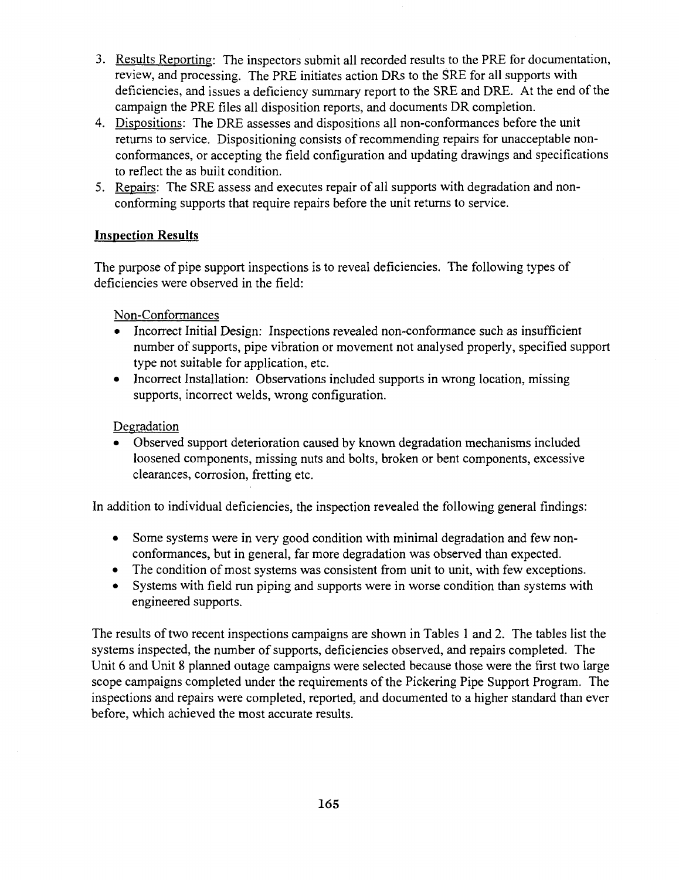3. Results Reporting: The inspectors submit all recorded results to the PRE for documentation, review, and processing. The PRE initiates action DRs to the SRE for all supports with deficiencies, and issues a deficiency summary report to the SRE and DRE. At the end of the campaign the PRE files all disposition reports, and documents DR completion.
4. Dispositions: The DRE assesses and dispositions all non-conformances before the unit returns to service. Dispositioning consists of recommending repairs for unacceptable non-conformances, or accepting the field configuration and updating drawings and specifications to reflect the as built condition.
5. Repairs: The SRE assess and executes repair of all supports with degradation and non-conforming supports that require repairs before the unit returns to service.

## Inspection Results

The purpose of pipe support inspections is to reveal deficiencies. The following types of deficiencies were observed in the field:

Non-Conformances

- Incorrect Initial Design: Inspections revealed non-conformance such as insufficient number of supports, pipe vibration or movement not analysed properly, specified support type not suitable for application, etc.
- Incorrect Installation: Observations included supports in wrong location, missing supports, incorrect welds, wrong configuration.

Degradation

- Observed support deterioration caused by known degradation mechanisms included loosened components, missing nuts and bolts, broken or bent components, excessive clearances, corrosion, fretting etc.

In addition to individual deficiencies, the inspection revealed the following general findings:

- Some systems were in very good condition with minimal degradation and few non-conformances, but in general, far more degradation was observed than expected.
- The condition of most systems was consistent from unit to unit, with few exceptions.
- Systems with field run piping and supports were in worse condition than systems with engineered supports.

The results of two recent inspections campaigns are shown in Tables 1 and 2. The tables list the systems inspected, the number of supports, deficiencies observed, and repairs completed. The Unit 6 and Unit 8 planned outage campaigns were selected because those were the first two large scope campaigns completed under the requirements of the Pickering Pipe Support Program. The inspections and repairs were completed, reported, and documented to a higher standard than ever before, which achieved the most accurate results.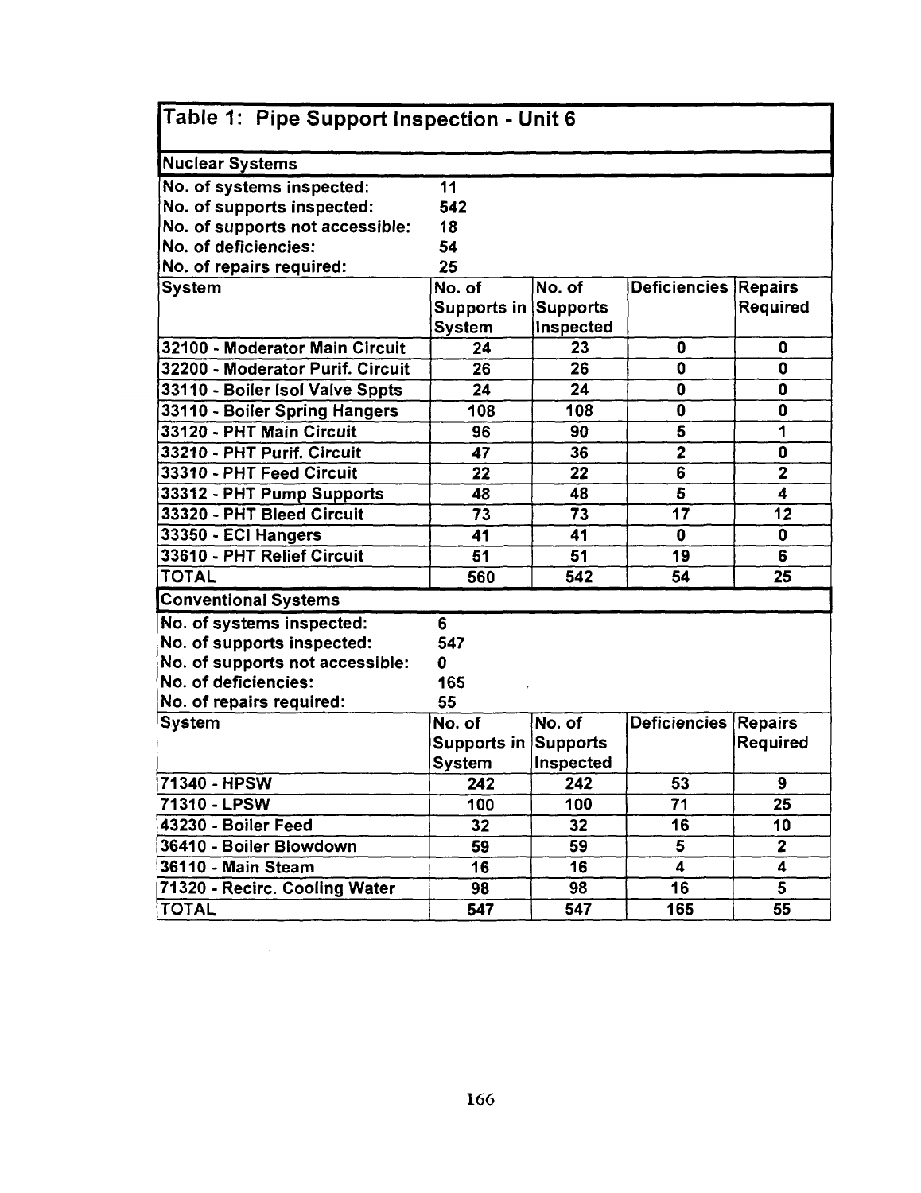## Table 1: Pipe Support Inspection - Unit 6

### Nuclear Systems

| | |
|---|---|
| No. of systems inspected: | 11 |
| No. of supports inspected: | 542 |
| No. of supports not accessible: | 18 |
| No. of deficiencies: | 54 |
| No. of repairs required: | 25 |

| System | No. of Supports in System | No. of Supports Inspected | Deficiencies | Repairs Required |
|---|---|---|---|---|
| 32100 - Moderator Main Circuit | 24 | 23 | 0 | 0 |
| 32200 - Moderator Purif. Circuit | 26 | 26 | 0 | 0 |
| 33110 - Boiler Isol Valve Sppts | 24 | 24 | 0 | 0 |
| 33110 - Boiler Spring Hangers | 108 | 108 | 0 | 0 |
| 33120 - PHT Main Circuit | 96 | 90 | 5 | 1 |
| 33210 - PHT Purif. Circuit | 47 | 36 | 2 | 0 |
| 33310 - PHT Feed Circuit | 22 | 22 | 6 | 2 |
| 33312 - PHT Pump Supports | 48 | 48 | 5 | 4 |
| 33320 - PHT Bleed Circuit | 73 | 73 | 17 | 12 |
| 33350 - ECI Hangers | 41 | 41 | 0 | 0 |
| 33610 - PHT Relief Circuit | 51 | 51 | 19 | 6 |
| TOTAL | 560 | 542 | 54 | 25 |

### Conventional Systems

| | |
|---|---|
| No. of systems inspected: | 6 |
| No. of supports inspected: | 547 |
| No. of supports not accessible: | 0 |
| No. of deficiencies: | 165 |
| No. of repairs required: | 55 |

| System | No. of Supports in System | No. of Supports Inspected | Deficiencies | Repairs Required |
|---|---|---|---|---|
| 71340 - HPSW | 242 | 242 | 53 | 9 |
| 71310 - LPSW | 100 | 100 | 71 | 25 |
| 43230 - Boiler Feed | 32 | 32 | 16 | 10 |
| 36410 - Boiler Blowdown | 59 | 59 | 5 | 2 |
| 36110 - Main Steam | 16 | 16 | 4 | 4 |
| 71320 - Recirc. Cooling Water | 98 | 98 | 16 | 5 |
| TOTAL | 547 | 547 | 165 | 55 |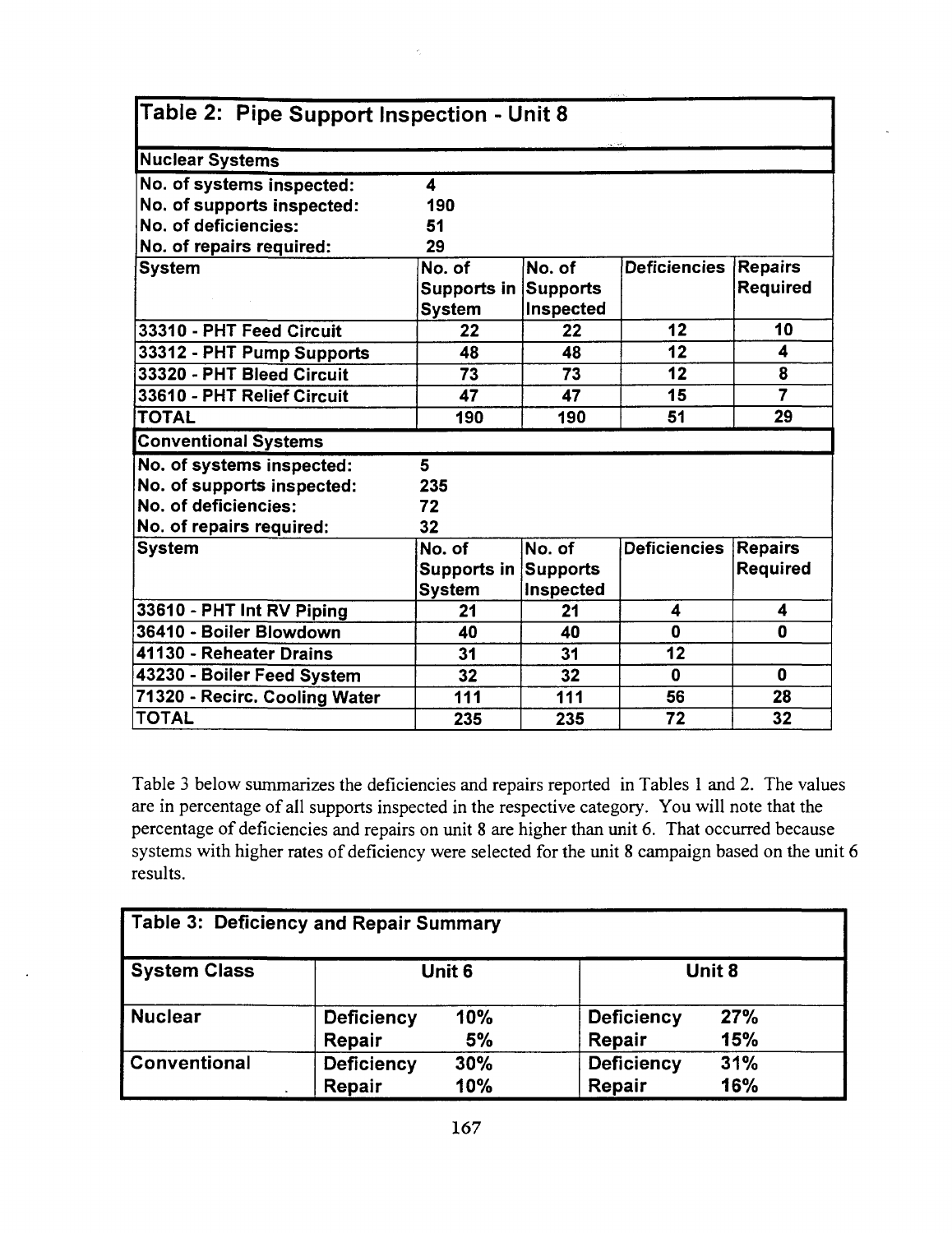**Table 2: Pipe Support Inspection - Unit 8**

| **Nuclear Systems** | | | | |
|---|---|---|---|---|
| **No. of systems inspected:** | **4** | | | |
| **No. of supports inspected:** | **190** | | | |
| **No. of deficiencies:** | **51** | | | |
| **No. of repairs required:** | **29** | | | |
| **System** | **No. of Supports in System** | **No. of Supports Inspected** | **Deficiencies** | **Repairs Required** |
| **33310 - PHT Feed Circuit** | **22** | **22** | **12** | **10** |
| **33312 - PHT Pump Supports** | **48** | **48** | **12** | **4** |
| **33320 - PHT Bleed Circuit** | **73** | **73** | **12** | **8** |
| **33610 - PHT Relief Circuit** | **47** | **47** | **15** | **7** |
| **TOTAL** | **190** | **190** | **51** | **29** |
| **Conventional Systems** | | | | |
| **No. of systems inspected:** | **5** | | | |
| **No. of supports inspected:** | **235** | | | |
| **No. of deficiencies:** | **72** | | | |
| **No. of repairs required:** | **32** | | | |
| **System** | **No. of Supports in System** | **No. of Supports Inspected** | **Deficiencies** | **Repairs Required** |
| **33610 - PHT Int RV Piping** | **21** | **21** | **4** | **4** |
| **36410 - Boiler Blowdown** | **40** | **40** | **0** | **0** |
| **41130 - Reheater Drains** | **31** | **31** | **12** | |
| **43230 - Boiler Feed System** | **32** | **32** | **0** | **0** |
| **71320 - Recirc. Cooling Water** | **111** | **111** | **56** | **28** |
| **TOTAL** | **235** | **235** | **72** | **32** |

Table 3 below summarizes the deficiencies and repairs reported in Tables 1 and 2. The values are in percentage of all supports inspected in the respective category. You will note that the percentage of deficiencies and repairs on unit 8 are higher than unit 6. That occurred because systems with higher rates of deficiency were selected for the unit 8 campaign based on the unit 6 results.

**Table 3: Deficiency and Repair Summary**

| **System Class** | **Unit 6** | | **Unit 8** | |
|---|---|---|---|---|
| **Nuclear** | **Deficiency** | **10%** | **Deficiency** | **27%** |
| | **Repair** | **5%** | **Repair** | **15%** |
| **Conventional** | **Deficiency** | **30%** | **Deficiency** | **31%** |
| | **Repair** | **10%** | **Repair** | **16%** |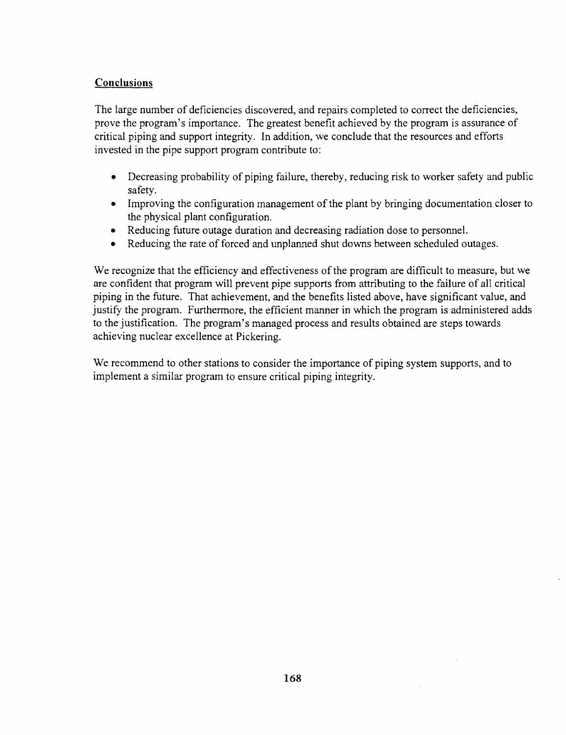## Conclusions

The large number of deficiencies discovered, and repairs completed to correct the deficiencies, prove the program's importance. The greatest benefit achieved by the program is assurance of critical piping and support integrity. In addition, we conclude that the resources and efforts invested in the pipe support program contribute to:

- Decreasing probability of piping failure, thereby, reducing risk to worker safety and public safety.
- Improving the configuration management of the plant by bringing documentation closer to the physical plant configuration.
- Reducing future outage duration and decreasing radiation dose to personnel.
- Reducing the rate of forced and unplanned shut downs between scheduled outages.

We recognize that the efficiency and effectiveness of the program are difficult to measure, but we are confident that program will prevent pipe supports from attributing to the failure of all critical piping in the future. That achievement, and the benefits listed above, have significant value, and justify the program. Furthermore, the efficient manner in which the program is administered adds to the justification. The program's managed process and results obtained are steps towards achieving nuclear excellence at Pickering.

We recommend to other stations to consider the importance of piping system supports, and to implement a similar program to ensure critical piping integrity.